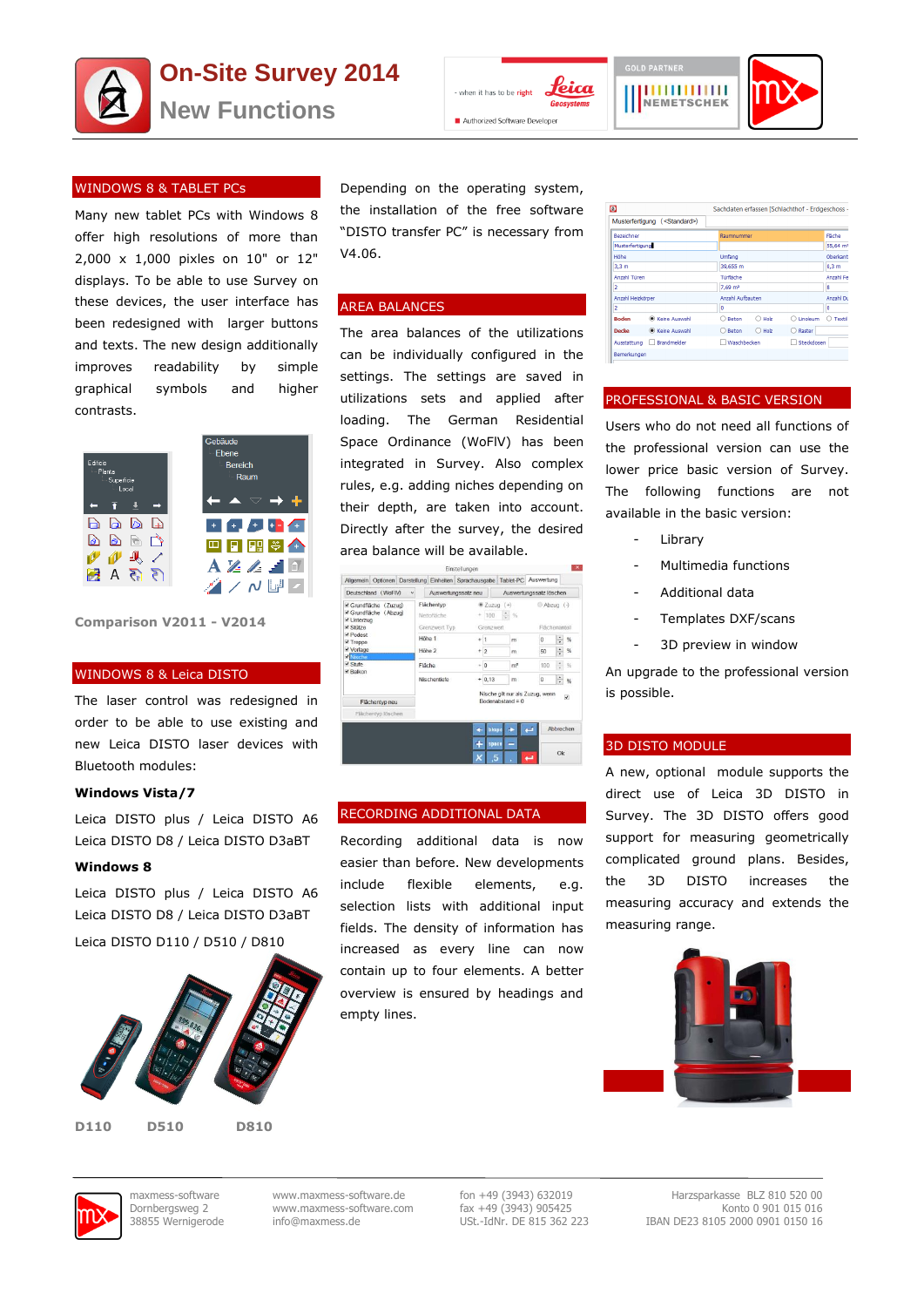# On-Site Survey 2014

## New Functions

## WINDOWS 8 & TABLET PCs

Many new tablet PCs with Windows 8 offer high resolutions of more than 2,000 x 1,000 pixles on 10" or 12" displays. To be able to use Survey on these devices, the user interface has been redesigned with larger buttons and texts. The new design additionally improves readability by simple graphical symbols and higher contrasts.

**Comparison V2011 - V2014**

## WINDOWS 8 & Leica DISTO

The laser control was redesigned in order to be able to use existing and new Leica DISTO laser devices with Bluetooth modules:

**Windows Vista/7**

Leica DISTO plus / Leica DISTO A6
Leica DISTO D8 / Leica DISTO D3aBT

**Windows 8**

Leica DISTO plus / Leica DISTO A6
Leica DISTO D8 / Leica DISTO D3aBT

Leica DISTO D110 / D510 / D810

**D110 D510 D810**

Depending on the operating system, the installation of the free software "DISTO transfer PC" is necessary from V4.06.

## AREA BALANCES

The area balances of the utilizations can be individually configured in the settings. The settings are saved in utilizations sets and applied after loading. The German Residential Space Ordinance (WoFlV) has been integrated in Survey. Also complex rules, e.g. adding niches depending on their depth, are taken into account. Directly after the survey, the desired area balance will be available.

## RECORDING ADDITIONAL DATA

Recording additional data is now easier than before. New developments include flexible elements, e.g. selection lists with additional input fields. The density of information has increased as every line can now contain up to four elements. A better overview is ensured by headings and empty lines.

## PROFESSIONAL & BASIC VERSION

Users who do not need all functions of the professional version can use the lower price basic version of Survey. The following functions are not available in the basic version:

- Library
- Multimedia functions
- Additional data
- Templates DXF/scans
- 3D preview in window

An upgrade to the professional version is possible.

## 3D DISTO MODULE

A new, optional module supports the direct use of Leica 3D DISTO in Survey. The 3D DISTO offers good support for measuring geometrically complicated ground plans. Besides, the 3D DISTO increases the measuring accuracy and extends the measuring range.

maxmess-software
Dornbergsweg 2
38855 Wernigerode

www.maxmess-software.de
www.maxmess-software.com
info@maxmess.de

fon +49 (3943) 632019
fax +49 (3943) 905425
USt.-IdNr. DE 815 362 223

Harzsparkasse BLZ 810 520 00
Konto 0 901 015 016
IBAN DE23 8105 2000 0901 0150 16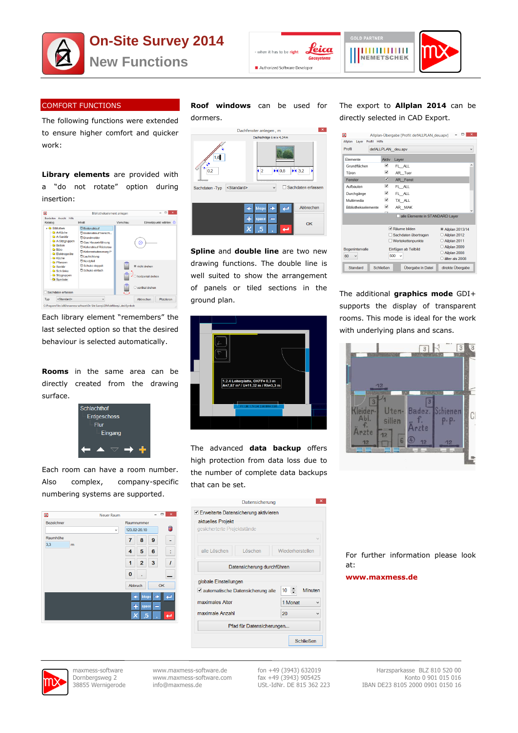# On-Site Survey 2014

## New Functions

## COMFORT FUNCTIONS

The following functions were extended to ensure higher comfort and quicker work:

**Library elements** are provided with a "do not rotate" option during insertion:

Each library element "remembers" the last selected option so that the desired behaviour is selected automatically.

**Rooms** in the same area can be directly created from the drawing surface.

Each room can have a room number. Also complex, company-specific numbering systems are supported.

**Roof windows** can be used for dormers.

**Spline** and **double line** are two new drawing functions. The double line is well suited to show the arrangement of panels or tiled sections in the ground plan.

The advanced **data backup** offers high protection from data loss due to the number of complete data backups that can be set.

The export to **Allplan 2014** can be directly selected in CAD Export.

The additional **graphics mode** GDI+ supports the display of transparent rooms. This mode is ideal for the work with underlying plans and scans.

For further information please look at:

**www.maxmess.de**

maxmess-software
Dornbergsweg 2
38855 Wernigerode

www.maxmess-software.de
www.maxmess-software.com
info@maxmess.de

fon +49 (3943) 632019
fax +49 (3943) 905425
USt.-IdNr. DE 815 362 223

Harzsparkasse BLZ 810 520 00
Konto 0 901 015 016
IBAN DE23 8105 2000 0901 0150 16